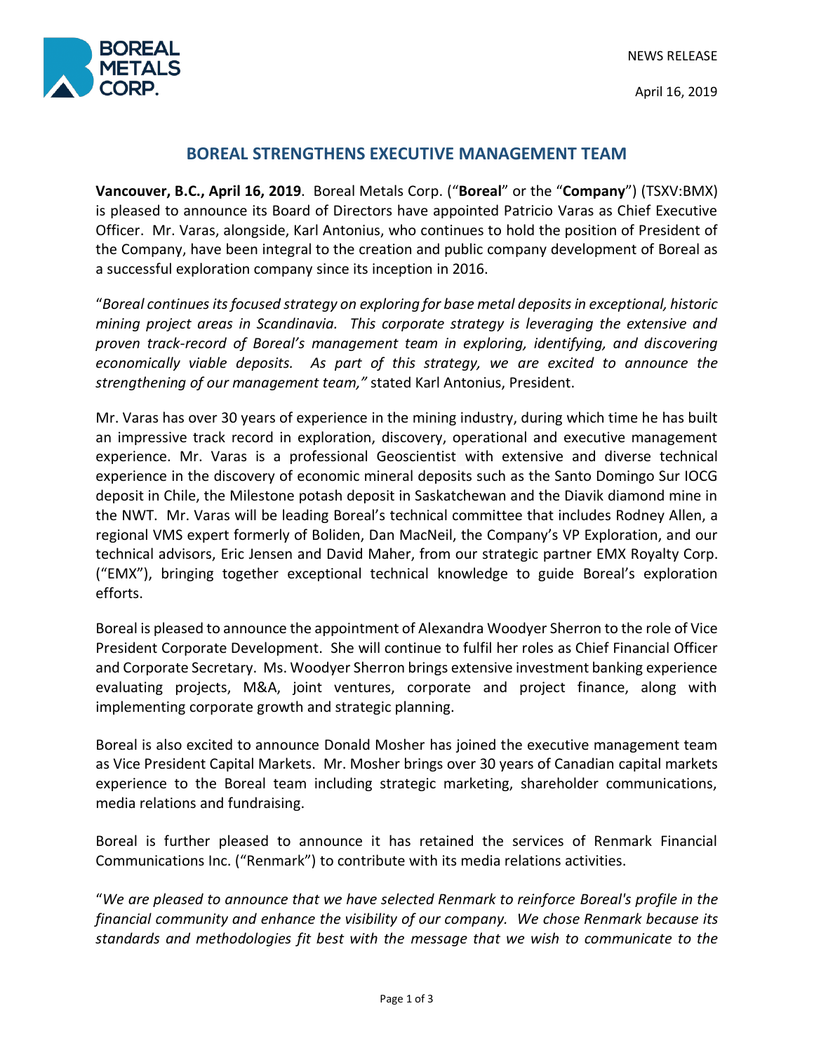NEWS RELEASE

April 16, 2019

# BOREAL STRENGTHENS EXECUTIVE MANAGEMENT TEAM

**Vancouver, B.C., April 16, 2019**. Boreal Metals Corp. ("**Boreal**" or the "**Company**") (TSXV:BMX) is pleased to announce its Board of Directors have appointed Patricio Varas as Chief Executive Officer. Mr. Varas, alongside, Karl Antonius, who continues to hold the position of President of the Company, have been integral to the creation and public company development of Boreal as a successful exploration company since its inception in 2016.

"*Boreal continues its focused strategy on exploring for base metal deposits in exceptional, historic mining project areas in Scandinavia. This corporate strategy is leveraging the extensive and proven track-record of Boreal's management team in exploring, identifying, and discovering economically viable deposits. As part of this strategy, we are excited to announce the strengthening of our management team,"* stated Karl Antonius, President.

Mr. Varas has over 30 years of experience in the mining industry, during which time he has built an impressive track record in exploration, discovery, operational and executive management experience. Mr. Varas is a professional Geoscientist with extensive and diverse technical experience in the discovery of economic mineral deposits such as the Santo Domingo Sur IOCG deposit in Chile, the Milestone potash deposit in Saskatchewan and the Diavik diamond mine in the NWT. Mr. Varas will be leading Boreal's technical committee that includes Rodney Allen, a regional VMS expert formerly of Boliden, Dan MacNeil, the Company's VP Exploration, and our technical advisors, Eric Jensen and David Maher, from our strategic partner EMX Royalty Corp. ("EMX"), bringing together exceptional technical knowledge to guide Boreal's exploration efforts.

Boreal is pleased to announce the appointment of Alexandra Woodyer Sherron to the role of Vice President Corporate Development. She will continue to fulfil her roles as Chief Financial Officer and Corporate Secretary. Ms. Woodyer Sherron brings extensive investment banking experience evaluating projects, M&A, joint ventures, corporate and project finance, along with implementing corporate growth and strategic planning.

Boreal is also excited to announce Donald Mosher has joined the executive management team as Vice President Capital Markets. Mr. Mosher brings over 30 years of Canadian capital markets experience to the Boreal team including strategic marketing, shareholder communications, media relations and fundraising.

Boreal is further pleased to announce it has retained the services of Renmark Financial Communications Inc. ("Renmark") to contribute with its media relations activities.

"*We are pleased to announce that we have selected Renmark to reinforce Boreal's profile in the financial community and enhance the visibility of our company. We chose Renmark because its standards and methodologies fit best with the message that we wish to communicate to the*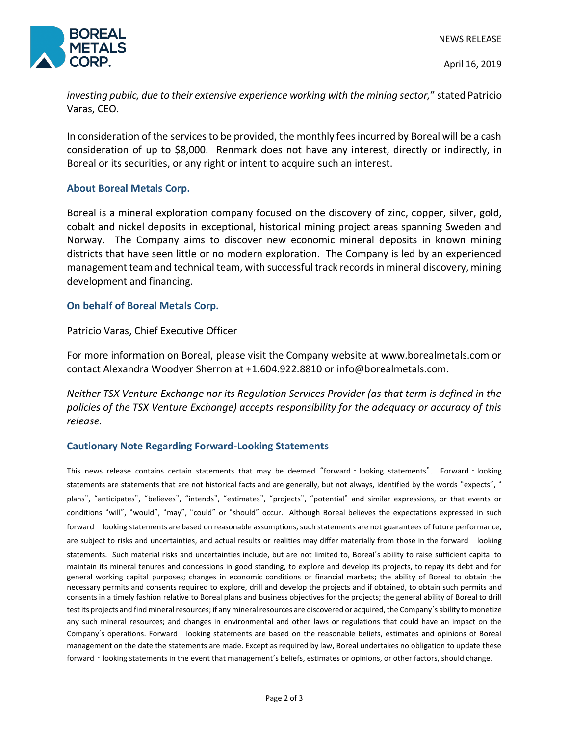*investing public, due to their extensive experience working with the mining sector,*" stated Patricio Varas, CEO.

In consideration of the services to be provided, the monthly fees incurred by Boreal will be a cash consideration of up to $8,000. Renmark does not have any interest, directly or indirectly, in Boreal or its securities, or any right or intent to acquire such an interest.

## About Boreal Metals Corp.

Boreal is a mineral exploration company focused on the discovery of zinc, copper, silver, gold, cobalt and nickel deposits in exceptional, historical mining project areas spanning Sweden and Norway. The Company aims to discover new economic mineral deposits in known mining districts that have seen little or no modern exploration. The Company is led by an experienced management team and technical team, with successful track records in mineral discovery, mining development and financing.

## On behalf of Boreal Metals Corp.

Patricio Varas, Chief Executive Officer

For more information on Boreal, please visit the Company website at www.borealmetals.com or contact Alexandra Woodyer Sherron at +1.604.922.8810 or info@borealmetals.com.

*Neither TSX Venture Exchange nor its Regulation Services Provider (as that term is defined in the policies of the TSX Venture Exchange) accepts responsibility for the adequacy or accuracy of this release.*

## Cautionary Note Regarding Forward-Looking Statements

This news release contains certain statements that may be deemed "forward‐looking statements". Forward‐looking statements are statements that are not historical facts and are generally, but not always, identified by the words "expects", " plans", "anticipates", "believes", "intends", "estimates", "projects", "potential" and similar expressions, or that events or conditions "will", "would", "may", "could" or "should" occur. Although Boreal believes the expectations expressed in such forward‐looking statements are based on reasonable assumptions, such statements are not guarantees of future performance, are subject to risks and uncertainties, and actual results or realities may differ materially from those in the forward‐looking statements. Such material risks and uncertainties include, but are not limited to, Boreal's ability to raise sufficient capital to maintain its mineral tenures and concessions in good standing, to explore and develop its projects, to repay its debt and for general working capital purposes; changes in economic conditions or financial markets; the ability of Boreal to obtain the necessary permits and consents required to explore, drill and develop the projects and if obtained, to obtain such permits and consents in a timely fashion relative to Boreal plans and business objectives for the projects; the general ability of Boreal to drill test its projects and find mineral resources; if any mineral resources are discovered or acquired, the Company's ability to monetize any such mineral resources; and changes in environmental and other laws or regulations that could have an impact on the Company's operations. Forward‐looking statements are based on the reasonable beliefs, estimates and opinions of Boreal management on the date the statements are made. Except as required by law, Boreal undertakes no obligation to update these forward‐looking statements in the event that management's beliefs, estimates or opinions, or other factors, should change.